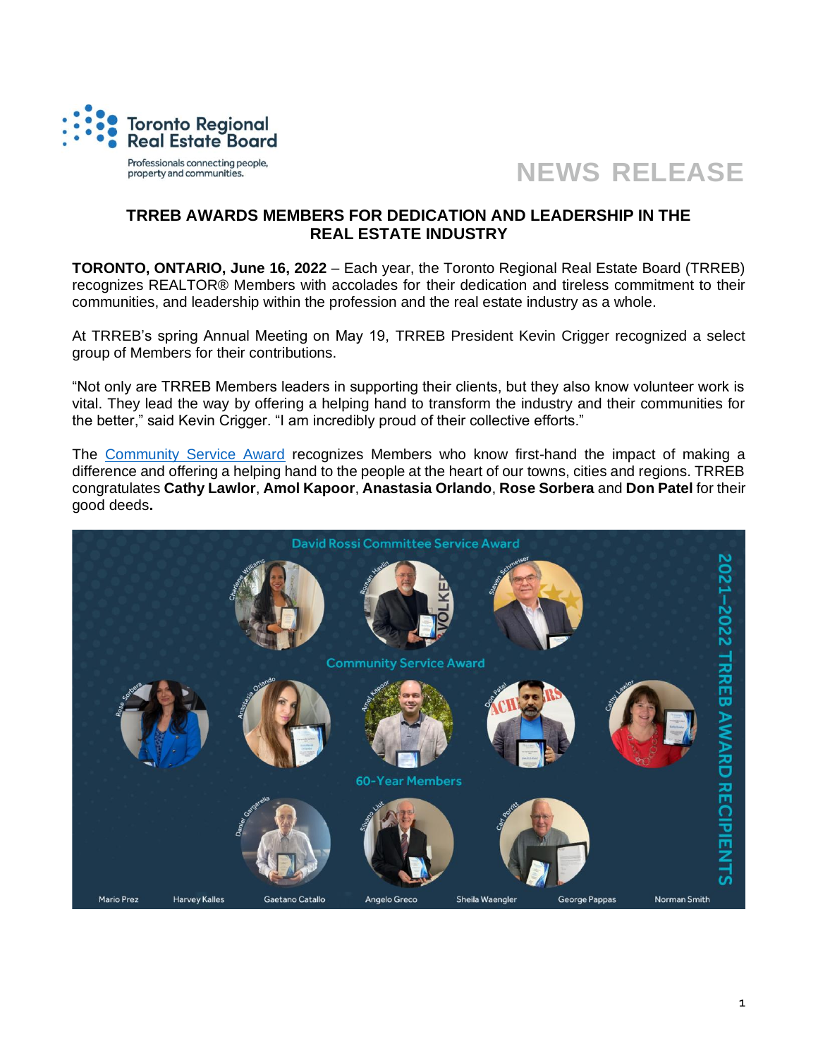Toronto Regional Real Estate Board

Professionals connecting people, property and communities.

# NEWS RELEASE

## TRREB AWARDS MEMBERS FOR DEDICATION AND LEADERSHIP IN THE REAL ESTATE INDUSTRY

**TORONTO, ONTARIO, June 16, 2022** – Each year, the Toronto Regional Real Estate Board (TRREB) recognizes REALTOR® Members with accolades for their dedication and tireless commitment to their communities, and leadership within the profession and the real estate industry as a whole.

At TRREB's spring Annual Meeting on May 19, TRREB President Kevin Crigger recognized a select group of Members for their contributions.

"Not only are TRREB Members leaders in supporting their clients, but they also know volunteer work is vital. They lead the way by offering a helping hand to transform the industry and their communities for the better," said Kevin Crigger. "I am incredibly proud of their collective efforts."

The Community Service Award recognizes Members who know first-hand the impact of making a difference and offering a helping hand to the people at the heart of our towns, cities and regions. TRREB congratulates **Cathy Lawlor**, **Amol Kapoor**, **Anastasia Orlando**, **Rose Sorbera** and **Don Patel** for their good deeds**.**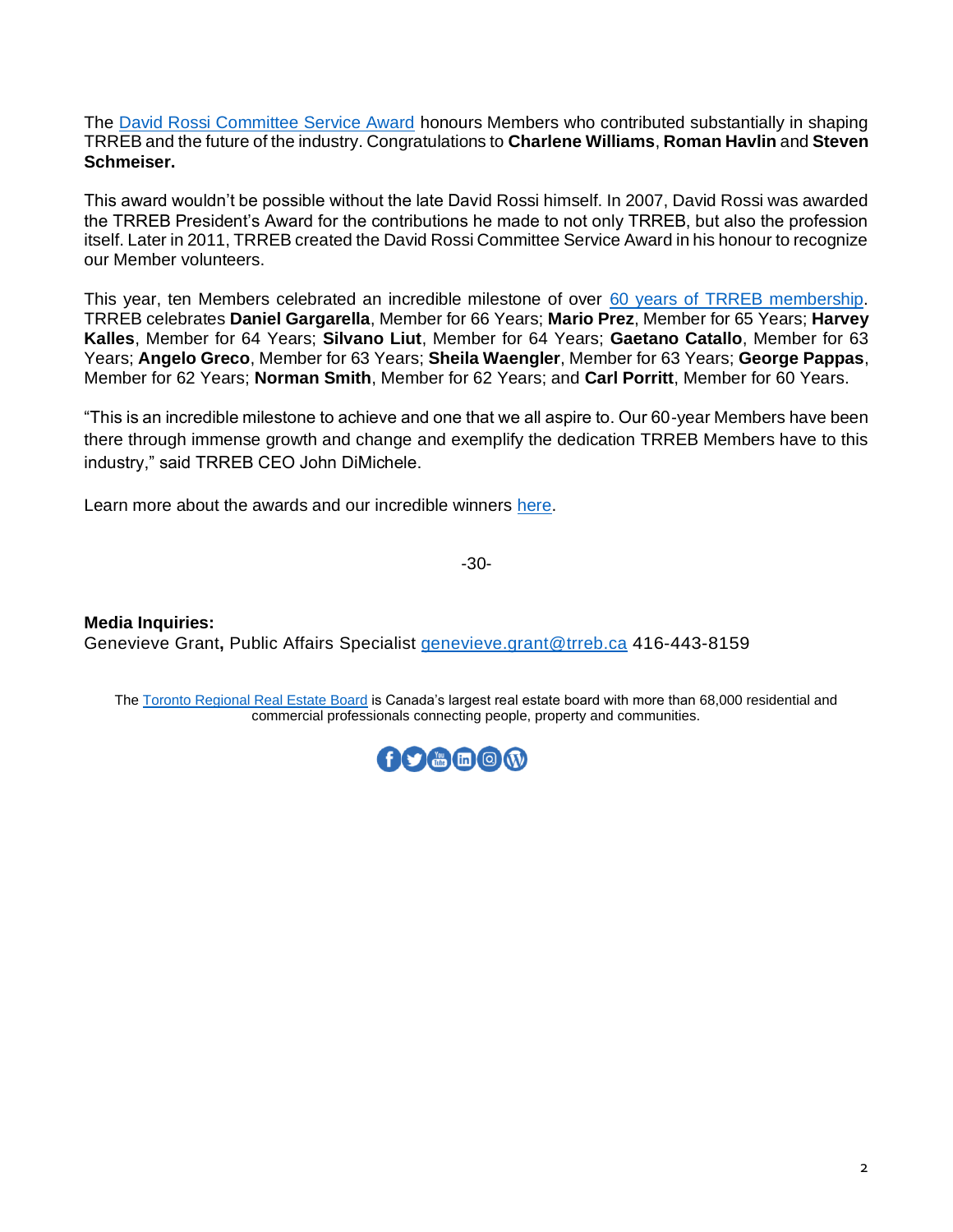The David Rossi Committee Service Award honours Members who contributed substantially in shaping TRREB and the future of the industry. Congratulations to **Charlene Williams**, **Roman Havlin** and **Steven Schmeiser.**

This award wouldn't be possible without the late David Rossi himself. In 2007, David Rossi was awarded the TRREB President's Award for the contributions he made to not only TRREB, but also the profession itself. Later in 2011, TRREB created the David Rossi Committee Service Award in his honour to recognize our Member volunteers.

This year, ten Members celebrated an incredible milestone of over 60 years of TRREB membership. TRREB celebrates **Daniel Gargarella**, Member for 66 Years; **Mario Prez**, Member for 65 Years; **Harvey Kalles**, Member for 64 Years; **Silvano Liut**, Member for 64 Years; **Gaetano Catallo**, Member for 63 Years; **Angelo Greco**, Member for 63 Years; **Sheila Waengler**, Member for 63 Years; **George Pappas**, Member for 62 Years; **Norman Smith**, Member for 62 Years; and **Carl Porritt**, Member for 60 Years.

"This is an incredible milestone to achieve and one that we all aspire to. Our 60-year Members have been there through immense growth and change and exemplify the dedication TRREB Members have to this industry," said TRREB CEO John DiMichele.

Learn more about the awards and our incredible winners here.

-30-

**Media Inquiries:**
Genevieve Grant**,** Public Affairs Specialist genevieve.grant@trreb.ca 416-443-8159

The Toronto Regional Real Estate Board is Canada's largest real estate board with more than 68,000 residential and commercial professionals connecting people, property and communities.